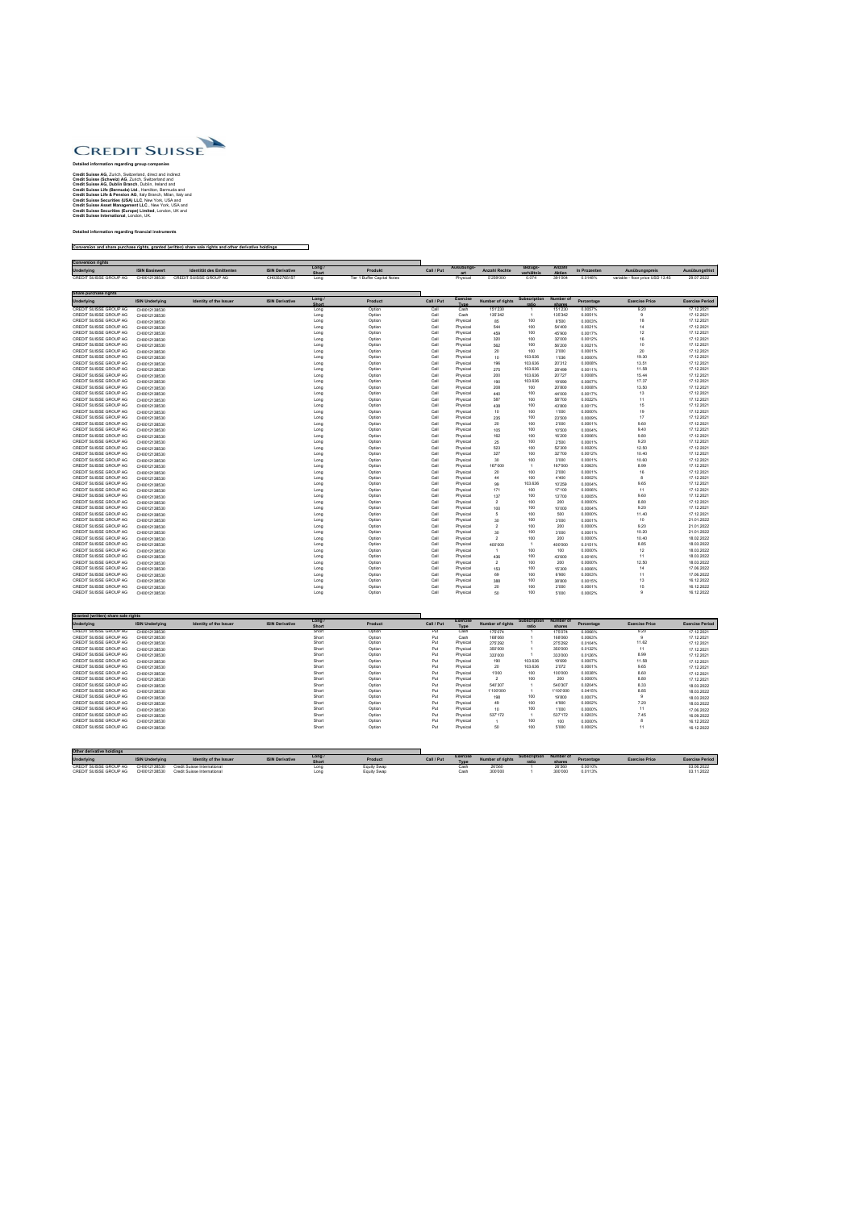CREDIT SUISSE

**Detailed information regarding group companies**

**Credit Suisse AG**, Zurich, Switzerland, direct and indirect
**Credit Suisse (Schweiz) AG**, Zurich, Switzerland and
**Credit Suisse AG, Dublin Branch**, Dublin, Ireland and
**Credit Suisse Life (Bermuda) Ltd.**, Hamilton, Bermuda and
**Credit Suisse Life & Pension AG**, Italy Branch, Milan, Italy and
**Credit Suisse Securities (USA) LLC**, New York, USA and
**Credit Suisse Asset Management LLC**, New York, USA and
**Credit Suisse Securities (Europe) Limited**, London, UK and
**Credit Suisse International**, London, UK.

**Detailed information regarding financial instruments**

**Conversion and share purchase rights, granted (written) share sale rights and other derivative holdings**

**Conversion rights**

| Underlying | ISIN Basiswert | Identität des Emittenten | ISIN Derivative | Long / Short | Produkt | Call / Put | Ausübungs-art | Anzahl Rechte | Bezugs-verhältnis | Anzahl Aktien | In Prozenten | Ausübungspreis | Ausübungsfrist |
|---|---|---|---|---|---|---|---|---|---|---|---|---|---|
| CREDIT SUISSE GROUP AG | CH0012138530 | CREDIT SUISSE GROUP AG | CH0352765157 | Long | Tier 1 Buffer Capital Notes | | Physical | 5'259'000 | 0.074 | 391'004 | 0.0148% | variable - floor price USD 13.45 | 29.07.2022 |

**Share purchase rights**

| Underlying | ISIN Underlying | Identity of the Issuer | ISIN Derivative | Long / Short | Product | Call / Put | Exercise Type | Number of rights | Subscription ratio | Number of shares | Percentage | Exercise Price | Exercise Period |
|---|---|---|---|---|---|---|---|---|---|---|---|---|---|
| CREDIT SUISSE GROUP AG | CH0012138530 | | | Long | Option | Call | Cash | 151'230 | 1 | 151'230 | 0.0057% | 9.20 | 17.12.2021 |
| CREDIT SUISSE GROUP AG | CH0012138530 | | | Long | Option | Call | Cash | 135'342 | 1 | 135'342 | 0.0051% | 9 | 17.12.2021 |
| CREDIT SUISSE GROUP AG | CH0012138530 | | | Long | Option | Call | Physical | 85 | 100 | 8'500 | 0.0003% | 18 | 17.12.2021 |
| CREDIT SUISSE GROUP AG | CH0012138530 | | | Long | Option | Call | Physical | 544 | 100 | 54'400 | 0.0021% | 14 | 17.12.2021 |
| CREDIT SUISSE GROUP AG | CH0012138530 | | | Long | Option | Call | Physical | 459 | 100 | 45'900 | 0.0017% | 12 | 17.12.2021 |
| CREDIT SUISSE GROUP AG | CH0012138530 | | | Long | Option | Call | Physical | 320 | 100 | 32'000 | 0.0012% | 16 | 17.12.2021 |
| CREDIT SUISSE GROUP AG | CH0012138530 | | | Long | Option | Call | Physical | 562 | 100 | 56'200 | 0.0021% | 10 | 17.12.2021 |
| CREDIT SUISSE GROUP AG | CH0012138530 | | | Long | Option | Call | Physical | 20 | 100 | 2'000 | 0.0001% | 20 | 17.12.2021 |
| CREDIT SUISSE GROUP AG | CH0012138530 | | | Long | Option | Call | Physical | 10 | 103.636 | 1'036 | 0.0000% | 19.30 | 17.12.2021 |
| CREDIT SUISSE GROUP AG | CH0012138530 | | | Long | Option | Call | Physical | 196 | 103.636 | 20'312 | 0.0008% | 13.51 | 17.12.2021 |
| CREDIT SUISSE GROUP AG | CH0012138530 | | | Long | Option | Call | Physical | 275 | 103.636 | 28'499 | 0.0011% | 11.58 | 17.12.2021 |
| CREDIT SUISSE GROUP AG | CH0012138530 | | | Long | Option | Call | Physical | 200 | 103.636 | 20'727 | 0.0008% | 15.44 | 17.12.2021 |
| CREDIT SUISSE GROUP AG | CH0012138530 | | | Long | Option | Call | Physical | 190 | 103.636 | 19'690 | 0.0007% | 17.37 | 17.12.2021 |
| CREDIT SUISSE GROUP AG | CH0012138530 | | | Long | Option | Call | Physical | 208 | 100 | 20'800 | 0.0008% | 13.50 | 17.12.2021 |
| CREDIT SUISSE GROUP AG | CH0012138530 | | | Long | Option | Call | Physical | 440 | 100 | 44'000 | 0.0017% | 13 | 17.12.2021 |
| CREDIT SUISSE GROUP AG | CH0012138530 | | | Long | Option | Call | Physical | 587 | 100 | 58'700 | 0.0022% | 11 | 17.12.2021 |
| CREDIT SUISSE GROUP AG | CH0012138530 | | | Long | Option | Call | Physical | 438 | 100 | 43'800 | 0.0017% | 15 | 17.12.2021 |
| CREDIT SUISSE GROUP AG | CH0012138530 | | | Long | Option | Call | Physical | 10 | 100 | 1'000 | 0.0000% | 19 | 17.12.2021 |
| CREDIT SUISSE GROUP AG | CH0012138530 | | | Long | Option | Call | Physical | 235 | 100 | 23'500 | 0.0009% | 17 | 17.12.2021 |
| CREDIT SUISSE GROUP AG | CH0012138530 | | | Long | Option | Call | Physical | 20 | 100 | 2'000 | 0.0001% | 9.60 | 17.12.2021 |
| CREDIT SUISSE GROUP AG | CH0012138530 | | | Long | Option | Call | Physical | 105 | 100 | 10'500 | 0.0004% | 9.40 | 17.12.2021 |
| CREDIT SUISSE GROUP AG | CH0012138530 | | | Long | Option | Call | Physical | 162 | 100 | 16'200 | 0.0006% | 9.80 | 17.12.2021 |
| CREDIT SUISSE GROUP AG | CH0012138530 | | | Long | Option | Call | Physical | 25 | 100 | 2'500 | 0.0001% | 9.20 | 17.12.2021 |
| CREDIT SUISSE GROUP AG | CH0012138530 | | | Long | Option | Call | Physical | 523 | 100 | 52'300 | 0.0020% | 12.50 | 17.12.2021 |
| CREDIT SUISSE GROUP AG | CH0012138530 | | | Long | Option | Call | Physical | 327 | 100 | 32'700 | 0.0012% | 10.40 | 17.12.2021 |
| CREDIT SUISSE GROUP AG | CH0012138530 | | | Long | Option | Call | Physical | 30 | 100 | 3'000 | 0.0001% | 10.60 | 17.12.2021 |
| CREDIT SUISSE GROUP AG | CH0012138530 | | | Long | Option | Call | Physical | 167'000 | 1 | 167'000 | 0.0063% | 8.99 | 17.12.2021 |
| CREDIT SUISSE GROUP AG | CH0012138530 | | | Long | Option | Call | Physical | 20 | 100 | 2'000 | 0.0001% | 16 | 17.12.2021 |
| CREDIT SUISSE GROUP AG | CH0012138530 | | | Long | Option | Call | Physical | 44 | 100 | 4'400 | 0.0002% | 8 | 17.12.2021 |
| CREDIT SUISSE GROUP AG | CH0012138530 | | | Long | Option | Call | Physical | 99 | 103.636 | 10'259 | 0.0004% | 9.65 | 17.12.2021 |
| CREDIT SUISSE GROUP AG | CH0012138530 | | | Long | Option | Call | Physical | 171 | 100 | 17'100 | 0.0006% | 11 | 17.12.2021 |
| CREDIT SUISSE GROUP AG | CH0012138530 | | | Long | Option | Call | Physical | 137 | 100 | 13'700 | 0.0005% | 9.60 | 17.12.2021 |
| CREDIT SUISSE GROUP AG | CH0012138530 | | | Long | Option | Call | Physical | 2 | 100 | 200 | 0.0000% | 8.80 | 17.12.2021 |
| CREDIT SUISSE GROUP AG | CH0012138530 | | | Long | Option | Call | Physical | 100 | 100 | 10'000 | 0.0004% | 9.20 | 17.12.2021 |
| CREDIT SUISSE GROUP AG | CH0012138530 | | | Long | Option | Call | Physical | 5 | 100 | 500 | 0.0000% | 11.40 | 17.12.2021 |
| CREDIT SUISSE GROUP AG | CH0012138530 | | | Long | Option | Call | Physical | 30 | 100 | 3'000 | 0.0001% | 10 | 21.01.2022 |
| CREDIT SUISSE GROUP AG | CH0012138530 | | | Long | Option | Call | Physical | 2 | 100 | 200 | 0.0000% | 9.20 | 21.01.2022 |
| CREDIT SUISSE GROUP AG | CH0012138530 | | | Long | Option | Call | Physical | 30 | 100 | 3'000 | 0.0001% | 10.20 | 21.01.2022 |
| CREDIT SUISSE GROUP AG | CH0012138530 | | | Long | Option | Call | Physical | 2 | 100 | 200 | 0.0000% | 10.40 | 18.02.2022 |
| CREDIT SUISSE GROUP AG | CH0012138530 | | | Long | Option | Call | Physical | 400'000 | 1 | 400'000 | 0.0151% | 8.85 | 18.03.2022 |
| CREDIT SUISSE GROUP AG | CH0012138530 | | | Long | Option | Call | Physical | 1 | 100 | 100 | 0.0000% | 12 | 18.03.2022 |
| CREDIT SUISSE GROUP AG | CH0012138530 | | | Long | Option | Call | Physical | 436 | 100 | 43'600 | 0.0016% | 11 | 18.03.2022 |
| CREDIT SUISSE GROUP AG | CH0012138530 | | | Long | Option | Call | Physical | 2 | 100 | 200 | 0.0000% | 12.50 | 18.03.2022 |
| CREDIT SUISSE GROUP AG | CH0012138530 | | | Long | Option | Call | Physical | 153 | 100 | 15'300 | 0.0006% | 14 | 17.06.2022 |
| CREDIT SUISSE GROUP AG | CH0012138530 | | | Long | Option | Call | Physical | 69 | 100 | 6'900 | 0.0003% | 11 | 17.06.2022 |
| CREDIT SUISSE GROUP AG | CH0012138530 | | | Long | Option | Call | Physical | 388 | 100 | 38'800 | 0.0015% | 13 | 16.12.2022 |
| CREDIT SUISSE GROUP AG | CH0012138530 | | | Long | Option | Call | Physical | 20 | 100 | 2'000 | 0.0001% | 15 | 16.12.2022 |
| CREDIT SUISSE GROUP AG | CH0012138530 | | | Long | Option | Call | Physical | 50 | 100 | 5'000 | 0.0002% | 9 | 16.12.2022 |

**Granted (written) share sale rights**

| Underlying | ISIN Underlying | Identity of the Issuer | ISIN Derivative | Long / Short | Product | Call / Put | Exercise Type | Number of rights | Subscription ratio | Number of shares | Percentage | Exercise Price | Exercise Period |
|---|---|---|---|---|---|---|---|---|---|---|---|---|---|
| CREDIT SUISSE GROUP AG | CH0012138530 | | | Short | Option | Put | Cash | 175'074 | 1 | 175'074 | 0.0066% | 9.20 | 17.12.2021 |
| CREDIT SUISSE GROUP AG | CH0012138530 | | | Short | Option | Put | Cash | 168'060 | 1 | 168'060 | 0.0063% | 9 | 17.12.2021 |
| CREDIT SUISSE GROUP AG | CH0012138530 | | | Short | Option | Put | Physical | 275'292 | 1 | 275'292 | 0.0104% | 11.62 | 17.12.2021 |
| CREDIT SUISSE GROUP AG | CH0012138530 | | | Short | Option | Put | Physical | 350'000 | 1 | 350'000 | 0.0132% | 11 | 17.12.2021 |
| CREDIT SUISSE GROUP AG | CH0012138530 | | | Short | Option | Put | Physical | 333'000 | 1 | 333'000 | 0.0126% | 8.99 | 17.12.2021 |
| CREDIT SUISSE GROUP AG | CH0012138530 | | | Short | Option | Put | Physical | 190 | 103.636 | 19'690 | 0.0007% | 11.58 | 17.12.2021 |
| CREDIT SUISSE GROUP AG | CH0012138530 | | | Short | Option | Put | Physical | 20 | 103.636 | 2'072 | 0.0001% | 9.65 | 17.12.2021 |
| CREDIT SUISSE GROUP AG | CH0012138530 | | | Short | Option | Put | Physical | 1'000 | 100 | 100'000 | 0.0038% | 9.60 | 17.12.2021 |
| CREDIT SUISSE GROUP AG | CH0012138530 | | | Short | Option | Put | Physical | 2 | 100 | 200 | 0.0000% | 8.80 | 17.12.2021 |
| CREDIT SUISSE GROUP AG | CH0012138530 | | | Short | Option | Put | Physical | 540'307 | 1 | 540'307 | 0.0204% | 8.33 | 18.03.2022 |
| CREDIT SUISSE GROUP AG | CH0012138530 | | | Short | Option | Put | Physical | 1'100'000 | 1 | 1'100'000 | 0.0415% | 8.85 | 18.03.2022 |
| CREDIT SUISSE GROUP AG | CH0012138530 | | | Short | Option | Put | Physical | 198 | 100 | 19'800 | 0.0007% | 9 | 18.03.2022 |
| CREDIT SUISSE GROUP AG | CH0012138530 | | | Short | Option | Put | Physical | 49 | 100 | 4'900 | 0.0002% | 7.20 | 18.03.2022 |
| CREDIT SUISSE GROUP AG | CH0012138530 | | | Short | Option | Put | Physical | 10 | 100 | 1'000 | 0.0000% | 11 | 17.06.2022 |
| CREDIT SUISSE GROUP AG | CH0012138530 | | | Short | Option | Put | Physical | 537'172 | 1 | 537'172 | 0.0203% | 7.45 | 16.09.2022 |
| CREDIT SUISSE GROUP AG | CH0012138530 | | | Short | Option | Put | Physical | 1 | 100 | 100 | 0.0000% | 8 | 16.12.2022 |
| CREDIT SUISSE GROUP AG | CH0012138530 | | | Short | Option | Put | Physical | 50 | 100 | 5'000 | 0.0002% | 11 | 16.12.2022 |

**Other derivative holdings**

| Underlying | ISIN Underlying | Identity of the Issuer | ISIN Derivative | Long / Short | Product | Call / Put | Exercise Type | Number of rights | Subscription ratio | Number of shares | Percentage | Exercise Price | Exercise Period |
|---|---|---|---|---|---|---|---|---|---|---|---|---|---|
| CREDIT SUISSE GROUP AG | CH0012138530 | Credit Suisse International | | Long | Equity Swap | | Cash | 26'560 | 1 | 26'560 | 0.0010% | | 03.06.2022 |
| CREDIT SUISSE GROUP AG | CH0012138530 | Credit Suisse International | | Long | Equity Swap | | Cash | 300'000 | 1 | 300'000 | 0.0113% | | 03.11.2022 |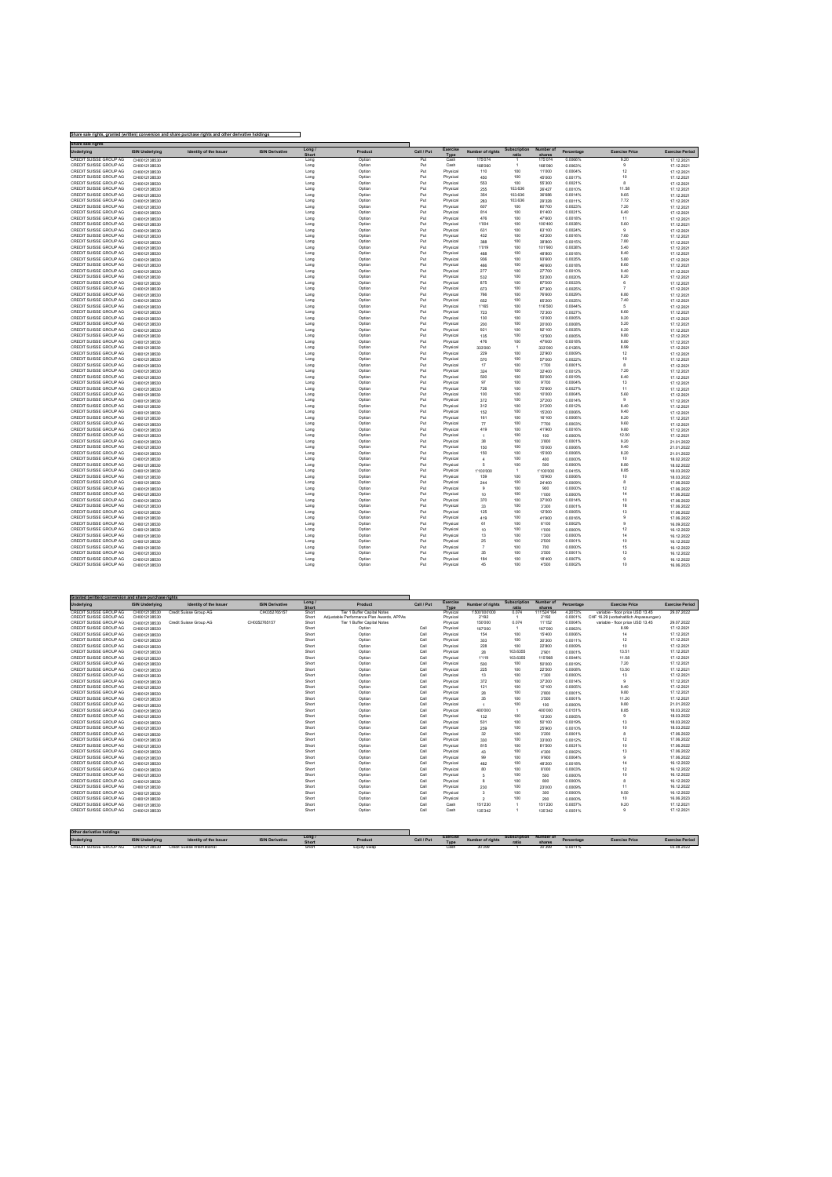**Share sale rights, granted (written) conversion and share purchase rights and other derivative holdings**

**Share sale rights**

| Underlying | ISIN Underlying | Identity of the Issuer | ISIN Derivative | Long / Short | Product | Call / Put | Exercise Type | Number of rights | Subscription ratio | Number of shares | Percentage | Exercise Price | Exercise Period |
|---|---|---|---|---|---|---|---|---|---|---|---|---|---|
| CREDIT SUISSE GROUP AG | CH0012138530 | | | Long | Option | Put | Cash | 175'074 | 1 | 175'074 | 0.0066% | 9.20 | 17.12.2021 |
| CREDIT SUISSE GROUP AG | CH0012138530 | | | Long | Option | Put | Cash | 168'060 | 1 | 168'060 | 0.0063% | 9 | 17.12.2021 |
| CREDIT SUISSE GROUP AG | CH0012138530 | | | Long | Option | Put | Physical | 110 | 100 | 11'000 | 0.0004% | 12 | 17.12.2021 |
| CREDIT SUISSE GROUP AG | CH0012138530 | | | Long | Option | Put | Physical | 450 | 100 | 45'000 | 0.0017% | 10 | 17.12.2021 |
| CREDIT SUISSE GROUP AG | CH0012138530 | | | Long | Option | Put | Physical | 553 | 100 | 55'300 | 0.0021% | 8 | 17.12.2021 |
| CREDIT SUISSE GROUP AG | CH0012138530 | | | Long | Option | Put | Physical | 255 | 103.636 | 26'427 | 0.0010% | 11.58 | 17.12.2021 |
| CREDIT SUISSE GROUP AG | CH0012138530 | | | Long | Option | Put | Physical | 354 | 103.636 | 36'686 | 0.0014% | 9.65 | 17.12.2021 |
| CREDIT SUISSE GROUP AG | CH0012138530 | | | Long | Option | Put | Physical | 283 | 103.636 | 29'328 | 0.0011% | 7.72 | 17.12.2021 |
| CREDIT SUISSE GROUP AG | CH0012138530 | | | Long | Option | Put | Physical | 607 | 100 | 60'700 | 0.0023% | 7.20 | 17.12.2021 |
| CREDIT SUISSE GROUP AG | CH0012138530 | | | Long | Option | Put | Physical | 814 | 100 | 81'400 | 0.0031% | 6.40 | 17.12.2021 |
| CREDIT SUISSE GROUP AG | CH0012138530 | | | Long | Option | Put | Physical | 476 | 100 | 47'600 | 0.0018% | 11 | 17.12.2021 |
| CREDIT SUISSE GROUP AG | CH0012138530 | | | Long | Option | Put | Physical | 1'004 | 100 | 100'400 | 0.0038% | 5.60 | 17.12.2021 |
| CREDIT SUISSE GROUP AG | CH0012138530 | | | Long | Option | Put | Physical | 631 | 100 | 63'100 | 0.0024% | 9 | 17.12.2021 |
| CREDIT SUISSE GROUP AG | CH0012138530 | | | Long | Option | Put | Physical | 432 | 100 | 43'200 | 0.0016% | 7.60 | 17.12.2021 |
| CREDIT SUISSE GROUP AG | CH0012138530 | | | Long | Option | Put | Physical | 388 | 100 | 38'800 | 0.0015% | 7.80 | 17.12.2021 |
| CREDIT SUISSE GROUP AG | CH0012138530 | | | Long | Option | Put | Physical | 1'019 | 100 | 101'900 | 0.0038% | 5.40 | 17.12.2021 |
| CREDIT SUISSE GROUP AG | CH0012138530 | | | Long | Option | Put | Physical | 488 | 100 | 48'800 | 0.0018% | 8.40 | 17.12.2021 |
| CREDIT SUISSE GROUP AG | CH0012138530 | | | Long | Option | Put | Physical | 936 | 100 | 93'600 | 0.0035% | 5.80 | 17.12.2021 |
| CREDIT SUISSE GROUP AG | CH0012138530 | | | Long | Option | Put | Physical | 466 | 100 | 46'600 | 0.0018% | 8.60 | 17.12.2021 |
| CREDIT SUISSE GROUP AG | CH0012138530 | | | Long | Option | Put | Physical | 277 | 100 | 27'700 | 0.0010% | 9.40 | 17.12.2021 |
| CREDIT SUISSE GROUP AG | CH0012138530 | | | Long | Option | Put | Physical | 532 | 100 | 53'200 | 0.0020% | 8.20 | 17.12.2021 |
| CREDIT SUISSE GROUP AG | CH0012138530 | | | Long | Option | Put | Physical | 875 | 100 | 87'500 | 0.0033% | 6 | 17.12.2021 |
| CREDIT SUISSE GROUP AG | CH0012138530 | | | Long | Option | Put | Physical | 673 | 100 | 67'300 | 0.0025% | 7 | 17.12.2021 |
| CREDIT SUISSE GROUP AG | CH0012138530 | | | Long | Option | Put | Physical | 766 | 100 | 76'600 | 0.0029% | 6.80 | 17.12.2021 |
| CREDIT SUISSE GROUP AG | CH0012138530 | | | Long | Option | Put | Physical | 652 | 100 | 65'200 | 0.0025% | 7.40 | 17.12.2021 |
| CREDIT SUISSE GROUP AG | CH0012138530 | | | Long | Option | Put | Physical | 1'165 | 100 | 116'500 | 0.0044% | 5 | 17.12.2021 |
| CREDIT SUISSE GROUP AG | CH0012138530 | | | Long | Option | Put | Physical | 723 | 100 | 72'300 | 0.0027% | 6.60 | 17.12.2021 |
| CREDIT SUISSE GROUP AG | CH0012138530 | | | Long | Option | Put | Physical | 130 | 100 | 13'000 | 0.0005% | 9.20 | 17.12.2021 |
| CREDIT SUISSE GROUP AG | CH0012138530 | | | Long | Option | Put | Physical | 200 | 100 | 20'000 | 0.0008% | 5.20 | 17.12.2021 |
| CREDIT SUISSE GROUP AG | CH0012138530 | | | Long | Option | Put | Physical | 921 | 100 | 92'100 | 0.0035% | 6.20 | 17.12.2021 |
| CREDIT SUISSE GROUP AG | CH0012138530 | | | Long | Option | Put | Physical | 135 | 100 | 13'500 | 0.0005% | 9.80 | 17.12.2021 |
| CREDIT SUISSE GROUP AG | CH0012138530 | | | Long | Option | Put | Physical | 476 | 100 | 47'600 | 0.0018% | 8.80 | 17.12.2021 |
| CREDIT SUISSE GROUP AG | CH0012138530 | | | Long | Option | Put | Physical | 333'000 | 1 | 333'000 | 0.0126% | 8.99 | 17.12.2021 |
| CREDIT SUISSE GROUP AG | CH0012138530 | | | Long | Option | Put | Physical | 229 | 100 | 22'900 | 0.0009% | 12 | 17.12.2021 |
| CREDIT SUISSE GROUP AG | CH0012138530 | | | Long | Option | Put | Physical | 570 | 100 | 57'000 | 0.0022% | 10 | 17.12.2021 |
| CREDIT SUISSE GROUP AG | CH0012138530 | | | Long | Option | Put | Physical | 17 | 100 | 1'700 | 0.0001% | 8 | 17.12.2021 |
| CREDIT SUISSE GROUP AG | CH0012138530 | | | Long | Option | Put | Physical | 324 | 100 | 32'400 | 0.0012% | 7.20 | 17.12.2021 |
| CREDIT SUISSE GROUP AG | CH0012138530 | | | Long | Option | Put | Physical | 500 | 100 | 50'000 | 0.0019% | 6.40 | 17.12.2021 |
| CREDIT SUISSE GROUP AG | CH0012138530 | | | Long | Option | Put | Physical | 97 | 100 | 9'700 | 0.0004% | 13 | 17.12.2021 |
| CREDIT SUISSE GROUP AG | CH0012138530 | | | Long | Option | Put | Physical | 728 | 100 | 72'800 | 0.0027% | 11 | 17.12.2021 |
| CREDIT SUISSE GROUP AG | CH0012138530 | | | Long | Option | Put | Physical | 100 | 100 | 10'000 | 0.0004% | 5.60 | 17.12.2021 |
| CREDIT SUISSE GROUP AG | CH0012138530 | | | Long | Option | Put | Physical | 372 | 100 | 37'200 | 0.0014% | 9 | 17.12.2021 |
| CREDIT SUISSE GROUP AG | CH0012138530 | | | Long | Option | Put | Physical | 312 | 100 | 31'200 | 0.0012% | 8.40 | 17.12.2021 |
| CREDIT SUISSE GROUP AG | CH0012138530 | | | Long | Option | Put | Physical | 152 | 100 | 15'200 | 0.0006% | 9.40 | 17.12.2021 |
| CREDIT SUISSE GROUP AG | CH0012138530 | | | Long | Option | Put | Physical | 161 | 100 | 16'100 | 0.0006% | 8.20 | 17.12.2021 |
| CREDIT SUISSE GROUP AG | CH0012138530 | | | Long | Option | Put | Physical | 77 | 100 | 7'700 | 0.0003% | 9.60 | 17.12.2021 |
| CREDIT SUISSE GROUP AG | CH0012138530 | | | Long | Option | Put | Physical | 419 | 100 | 41'900 | 0.0016% | 9.80 | 17.12.2021 |
| CREDIT SUISSE GROUP AG | CH0012138530 | | | Long | Option | Put | Physical | 1 | 100 | 100 | 0.0000% | 12.50 | 17.12.2021 |
| CREDIT SUISSE GROUP AG | CH0012138530 | | | Long | Option | Put | Physical | 38 | 100 | 3'800 | 0.0001% | 9.20 | 21.01.2022 |
| CREDIT SUISSE GROUP AG | CH0012138530 | | | Long | Option | Put | Physical | 150 | 100 | 15'000 | 0.0006% | 9.40 | 21.01.2022 |
| CREDIT SUISSE GROUP AG | CH0012138530 | | | Long | Option | Put | Physical | 150 | 100 | 15'000 | 0.0006% | 8.20 | 21.01.2022 |
| CREDIT SUISSE GROUP AG | CH0012138530 | | | Long | Option | Put | Physical | 4 | 100 | 400 | 0.0000% | 10 | 18.02.2022 |
| CREDIT SUISSE GROUP AG | CH0012138530 | | | Long | Option | Put | Physical | 5 | 100 | 500 | 0.0000% | 8.80 | 18.02.2022 |
| CREDIT SUISSE GROUP AG | CH0012138530 | | | Long | Option | Put | Physical | 1'100'600 | 1 | 1'100'600 | 0.0415% | 8.85 | 18.03.2022 |
| CREDIT SUISSE GROUP AG | CH0012138530 | | | Long | Option | Put | Physical | 159 | 100 | 15'900 | 0.0006% | 10 | 18.03.2022 |
| CREDIT SUISSE GROUP AG | CH0012138530 | | | Long | Option | Put | Physical | 244 | 100 | 24'400 | 0.0009% | 8 | 17.06.2022 |
| CREDIT SUISSE GROUP AG | CH0012138530 | | | Long | Option | Put | Physical | 9 | 100 | 900 | 0.0000% | 12 | 17.06.2022 |
| CREDIT SUISSE GROUP AG | CH0012138530 | | | Long | Option | Put | Physical | 10 | 100 | 1'000 | 0.0000% | 14 | 17.06.2022 |
| CREDIT SUISSE GROUP AG | CH0012138530 | | | Long | Option | Put | Physical | 370 | 100 | 37'000 | 0.0014% | 10 | 17.06.2022 |
| CREDIT SUISSE GROUP AG | CH0012138530 | | | Long | Option | Put | Physical | 33 | 100 | 3'300 | 0.0001% | 18 | 17.06.2022 |
| CREDIT SUISSE GROUP AG | CH0012138530 | | | Long | Option | Put | Physical | 125 | 100 | 12'500 | 0.0005% | 13 | 17.06.2022 |
| CREDIT SUISSE GROUP AG | CH0012138530 | | | Long | Option | Put | Physical | 419 | 100 | 41'900 | 0.0016% | 9 | 17.06.2022 |
| CREDIT SUISSE GROUP AG | CH0012138530 | | | Long | Option | Put | Physical | 61 | 100 | 6'100 | 0.0002% | 9 | 16.09.2022 |
| CREDIT SUISSE GROUP AG | CH0012138530 | | | Long | Option | Put | Physical | 10 | 100 | 1'000 | 0.0000% | 12 | 16.12.2022 |
| CREDIT SUISSE GROUP AG | CH0012138530 | | | Long | Option | Put | Physical | 13 | 100 | 1'300 | 0.0000% | 14 | 16.12.2022 |
| CREDIT SUISSE GROUP AG | CH0012138530 | | | Long | Option | Put | Physical | 25 | 100 | 2'500 | 0.0001% | 10 | 16.12.2022 |
| CREDIT SUISSE GROUP AG | CH0012138530 | | | Long | Option | Put | Physical | 7 | 100 | 700 | 0.0000% | 15 | 16.12.2022 |
| CREDIT SUISSE GROUP AG | CH0012138530 | | | Long | Option | Put | Physical | 35 | 100 | 3'500 | 0.0001% | 13 | 16.12.2022 |
| CREDIT SUISSE GROUP AG | CH0012138530 | | | Long | Option | Put | Physical | 184 | 100 | 18'400 | 0.0007% | 9 | 16.12.2022 |
| CREDIT SUISSE GROUP AG | CH0012138530 | | | Long | Option | Put | Physical | 45 | 100 | 4'500 | 0.0002% | 10 | 16.06.2023 |

**Granted (written) conversion and share purchase rights**

| Underlying | ISIN Underlying | Identity of the Issuer | ISIN Derivative | Long / Short | Product | Call / Put | Exercise Type | Number of rights | Subscription ratio | Number of shares | Percentage | Exercise Price | Exercise Period |
|---|---|---|---|---|---|---|---|---|---|---|---|---|---|
| CREDIT SUISSE GROUP AG | CH0012138530 | Credit Suisse Group AG | CH0352765157 | Short | Tier 1 Buffer Capital Notes | | Physical | 1'500'000'000 | 0.074 | 111'524'164 | 4.2073% | variable - floor price USD 13.45 | 29.07.2022 |
| CREDIT SUISSE GROUP AG | CH0012138530 | | | Short | Adjustable Performance Plan Awards, APPAs | | Physical | 2'192 | 1 | 2'192 | 0.0001% | CHF 16.29 (vorbehaltlich Anpassungen) | |
| CREDIT SUISSE GROUP AG | CH0012138530 | Credit Suisse Group AG | CH0352765157 | Short | Tier 1 Buffer Capital Notes | | Physical | 150'000 | 0.074 | 11'152 | 0.0004% | variable - floor price USD 13.45 | 29.07.2022 |
| CREDIT SUISSE GROUP AG | CH0012138530 | | | Short | Option | Call | Physical | 167'000 | 1 | 167'000 | 0.0063% | 8.99 | 17.12.2021 |
| CREDIT SUISSE GROUP AG | CH0012138530 | | | Short | Option | Call | Physical | 154 | 100 | 15'400 | 0.0006% | 14 | 17.12.2021 |
| CREDIT SUISSE GROUP AG | CH0012138530 | | | Short | Option | Call | Physical | 303 | 100 | 30'300 | 0.0011% | 12 | 17.12.2021 |
| CREDIT SUISSE GROUP AG | CH0012138530 | | | Short | Option | Call | Physical | 228 | 100 | 22'800 | 0.0009% | 10 | 17.12.2021 |
| CREDIT SUISSE GROUP AG | CH0012138530 | | | Short | Option | Call | Physical | 28 | 103.6355 | 2'901 | 0.0001% | 13.51 | 17.12.2021 |
| CREDIT SUISSE GROUP AG | CH0012138530 | | | Short | Option | Call | Physical | 1'119 | 103.6355 | 115'968 | 0.0044% | 11.58 | 17.12.2021 |
| CREDIT SUISSE GROUP AG | CH0012138530 | | | Short | Option | Call | Physical | 500 | 100 | 50'000 | 0.0019% | 7.20 | 17.12.2021 |
| CREDIT SUISSE GROUP AG | CH0012138530 | | | Short | Option | Call | Physical | 225 | 100 | 22'500 | 0.0008% | 13.50 | 17.12.2021 |
| CREDIT SUISSE GROUP AG | CH0012138530 | | | Short | Option | Call | Physical | 13 | 100 | 1'300 | 0.0000% | 13 | 17.12.2021 |
| CREDIT SUISSE GROUP AG | CH0012138530 | | | Short | Option | Call | Physical | 372 | 100 | 37'200 | 0.0014% | 9 | 17.12.2021 |
| CREDIT SUISSE GROUP AG | CH0012138530 | | | Short | Option | Call | Physical | 121 | 100 | 12'100 | 0.0005% | 9.40 | 17.12.2021 |
| CREDIT SUISSE GROUP AG | CH0012138530 | | | Short | Option | Call | Physical | 26 | 100 | 2'600 | 0.0001% | 9.80 | 17.12.2021 |
| CREDIT SUISSE GROUP AG | CH0012138530 | | | Short | Option | Call | Physical | 35 | 100 | 3'500 | 0.0001% | 11.20 | 17.12.2021 |
| CREDIT SUISSE GROUP AG | CH0012138530 | | | Short | Option | Call | Physical | 1 | 100 | 100 | 0.0000% | 9.80 | 21.01.2022 |
| CREDIT SUISSE GROUP AG | CH0012138530 | | | Short | Option | Call | Physical | 400'000 | 1 | 400'000 | 0.0151% | 8.85 | 18.03.2022 |
| CREDIT SUISSE GROUP AG | CH0012138530 | | | Short | Option | Call | Physical | 132 | 100 | 13'200 | 0.0005% | 9 | 18.03.2022 |
| CREDIT SUISSE GROUP AG | CH0012138530 | | | Short | Option | Call | Physical | 501 | 100 | 50'100 | 0.0019% | 13 | 18.03.2022 |
| CREDIT SUISSE GROUP AG | CH0012138530 | | | Short | Option | Call | Physical | 259 | 100 | 25'900 | 0.0010% | 10 | 18.03.2022 |
| CREDIT SUISSE GROUP AG | CH0012138530 | | | Short | Option | Call | Physical | 32 | 100 | 3'200 | 0.0001% | 8 | 17.06.2022 |
| CREDIT SUISSE GROUP AG | CH0012138530 | | | Short | Option | Call | Physical | 330 | 100 | 33'000 | 0.0012% | 12 | 17.06.2022 |
| CREDIT SUISSE GROUP AG | CH0012138530 | | | Short | Option | Call | Physical | 815 | 100 | 81'500 | 0.0031% | 10 | 17.06.2022 |
| CREDIT SUISSE GROUP AG | CH0012138530 | | | Short | Option | Call | Physical | 43 | 100 | 4'300 | 0.0002% | 13 | 17.06.2022 |
| CREDIT SUISSE GROUP AG | CH0012138530 | | | Short | Option | Call | Physical | 99 | 100 | 9'900 | 0.0004% | 9 | 17.06.2022 |
| CREDIT SUISSE GROUP AG | CH0012138530 | | | Short | Option | Call | Physical | 482 | 100 | 48'200 | 0.0018% | 14 | 16.12.2022 |
| CREDIT SUISSE GROUP AG | CH0012138530 | | | Short | Option | Call | Physical | 80 | 100 | 8'000 | 0.0003% | 12 | 16.12.2022 |
| CREDIT SUISSE GROUP AG | CH0012138530 | | | Short | Option | Call | Physical | 5 | 100 | 500 | 0.0000% | 10 | 16.12.2022 |
| CREDIT SUISSE GROUP AG | CH0012138530 | | | Short | Option | Call | Physical | 8 | 100 | 800 | 0.0000% | 8 | 16.12.2022 |
| CREDIT SUISSE GROUP AG | CH0012138530 | | | Short | Option | Call | Physical | 230 | 100 | 23'000 | 0.0009% | 11 | 16.12.2022 |
| CREDIT SUISSE GROUP AG | CH0012138530 | | | Short | Option | Call | Physical | 3 | 100 | 300 | 0.0000% | 9.50 | 16.12.2022 |
| CREDIT SUISSE GROUP AG | CH0012138530 | | | Short | Option | Call | Physical | 2 | 100 | 200 | 0.0000% | 10 | 16.06.2023 |
| CREDIT SUISSE GROUP AG | CH0012138530 | | | Short | Option | Call | Cash | 151'230 | 1 | 151'230 | 0.0057% | 9.20 | 17.12.2021 |
| CREDIT SUISSE GROUP AG | CH0012138530 | | | Short | Option | Call | Cash | 135'342 | 1 | 135'342 | 0.0051% | 9 | 17.12.2021 |

**Other derivative holdings**

| Underlying | ISIN Underlying | Identity of the Issuer | ISIN Derivative | Long / Short | Product | Call / Put | Exercise Type | Number of rights | Subscription ratio | Number of shares | Percentage | Exercise Price | Exercise Period |
|---|---|---|---|---|---|---|---|---|---|---|---|---|---|
| CREDIT SUISSE GROUP AG | CH0012138530 | Credit Suisse International | | Short | Equity Swap | | Cash | 30'399 | 1 | 30'399 | 0.0011% | | 03.08.2022 |